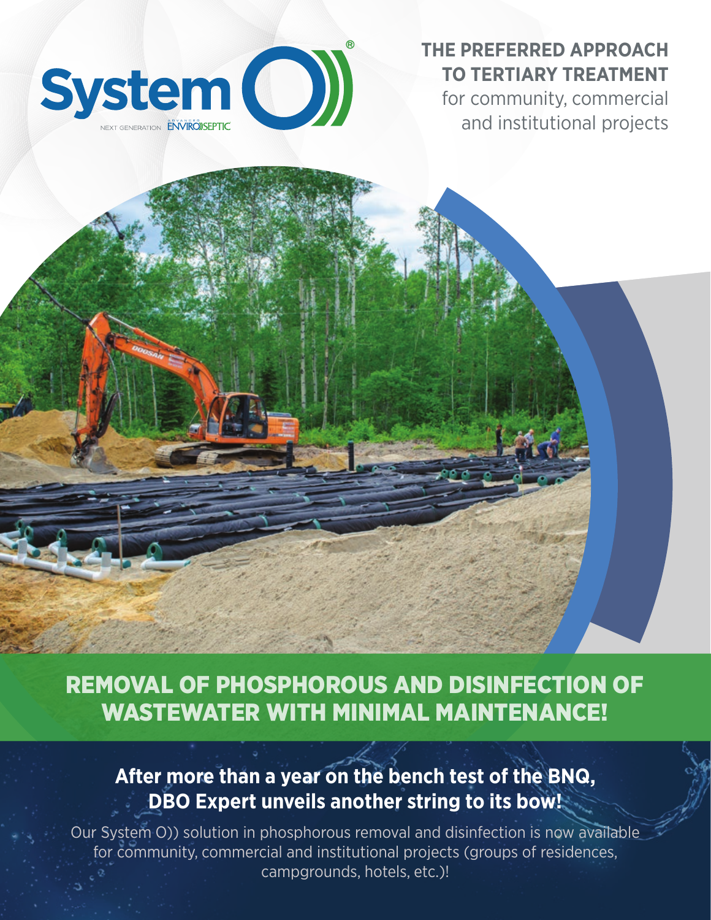System O))®

NEXT GENERATION ADVANCED ENVIRO)SEPTIC

# THE PREFERRED APPROACH TO TERTIARY TREATMENT

for community, commercial and institutional projects

## REMOVAL OF PHOSPHOROUS AND DISINFECTION OF WASTEWATER WITH MINIMAL MAINTENANCE!

### After more than a year on the bench test of the BNQ, DBO Expert unveils another string to its bow!

Our System O)) solution in phosphorous removal and disinfection is now available for community, commercial and institutional projects (groups of residences, campgrounds, hotels, etc.)!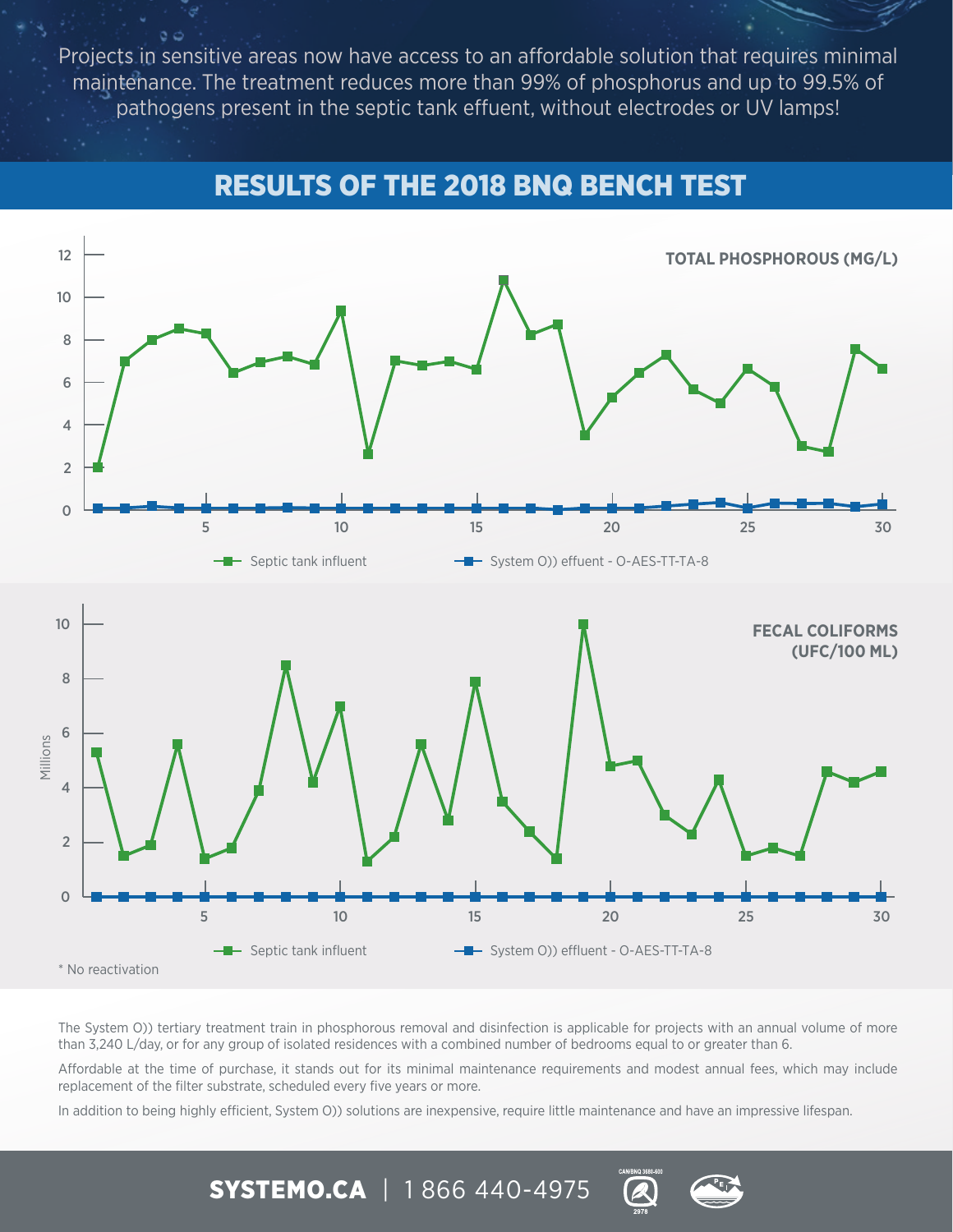Projects in sensitive areas now have access to an affordable solution that requires minimal maintenance. The treatment reduces more than 99% of phosphorus and up to 99.5% of pathogens present in the septic tank effluent, without electrodes or UV lamps!

## RESULTS OF THE 2018 BNQ BENCH TEST

**TOTAL PHOSPHOROUS (MG/L)**

12
10
8
6
4
2
0

5 10 15 20 25 30

Septic tank influent
System O)) effluent - O-AES-TT-TA-8

**FECAL COLIFORMS (UFC/100 ML)**

Millions

10
8
6
4
2
0

5 10 15 20 25 30

Septic tank influent
System O)) effluent - O-AES-TT-TA-8

* No reactivation

The System O)) tertiary treatment train in phosphorous removal and disinfection is applicable for projects with an annual volume of more than 3,240 L/day, or for any group of isolated residences with a combined number of bedrooms equal to or greater than 6.

Affordable at the time of purchase, it stands out for its minimal maintenance requirements and modest annual fees, which may include replacement of the filter substrate, scheduled every five years or more.

In addition to being highly efficient, System O)) solutions are inexpensive, require little maintenance and have an impressive lifespan.

**SYSTEMO.CA** | 1 866 440-4975

CAN/BNQ 3680-600
2978